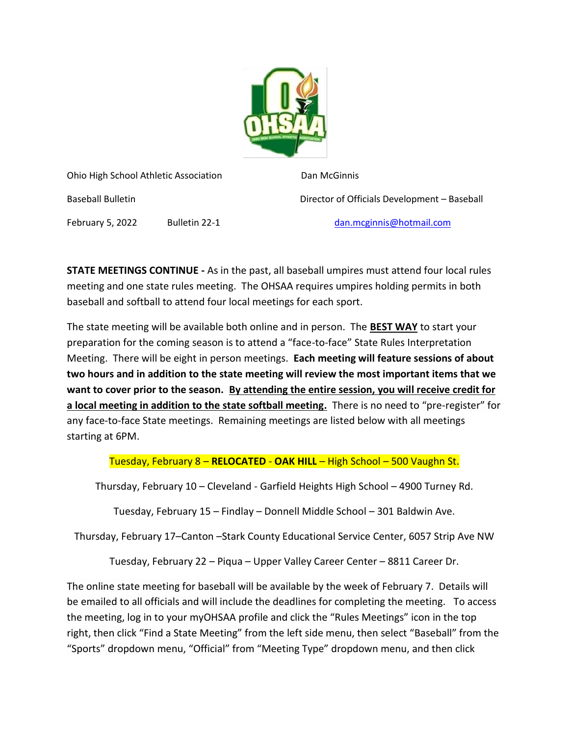Ohio High School Athletic Association
Baseball Bulletin
February 5, 2022 Bulletin 22-1

Dan McGinnis
Director of Officials Development – Baseball
dan.mcginnis@hotmail.com

**STATE MEETINGS CONTINUE -** As in the past, all baseball umpires must attend four local rules meeting and one state rules meeting. The OHSAA requires umpires holding permits in both baseball and softball to attend four local meetings for each sport.

The state meeting will be available both online and in person. The **BEST WAY** to start your preparation for the coming season is to attend a "face-to-face" State Rules Interpretation Meeting. There will be eight in person meetings. **Each meeting will feature sessions of about two hours and in addition to the state meeting will review the most important items that we want to cover prior to the season. By attending the entire session, you will receive credit for a local meeting in addition to the state softball meeting.** There is no need to "pre-register" for any face-to-face State meetings. Remaining meetings are listed below with all meetings starting at 6PM.

Tuesday, February 8 – **RELOCATED** - **OAK HILL** – High School – 500 Vaughn St.

Thursday, February 10 – Cleveland - Garfield Heights High School – 4900 Turney Rd.

Tuesday, February 15 – Findlay – Donnell Middle School – 301 Baldwin Ave.

Thursday, February 17–Canton –Stark County Educational Service Center, 6057 Strip Ave NW

Tuesday, February 22 – Piqua – Upper Valley Career Center – 8811 Career Dr.

The online state meeting for baseball will be available by the week of February 7. Details will be emailed to all officials and will include the deadlines for completing the meeting. To access the meeting, log in to your myOHSAA profile and click the "Rules Meetings" icon in the top right, then click "Find a State Meeting" from the left side menu, then select "Baseball" from the "Sports" dropdown menu, "Official" from "Meeting Type" dropdown menu, and then click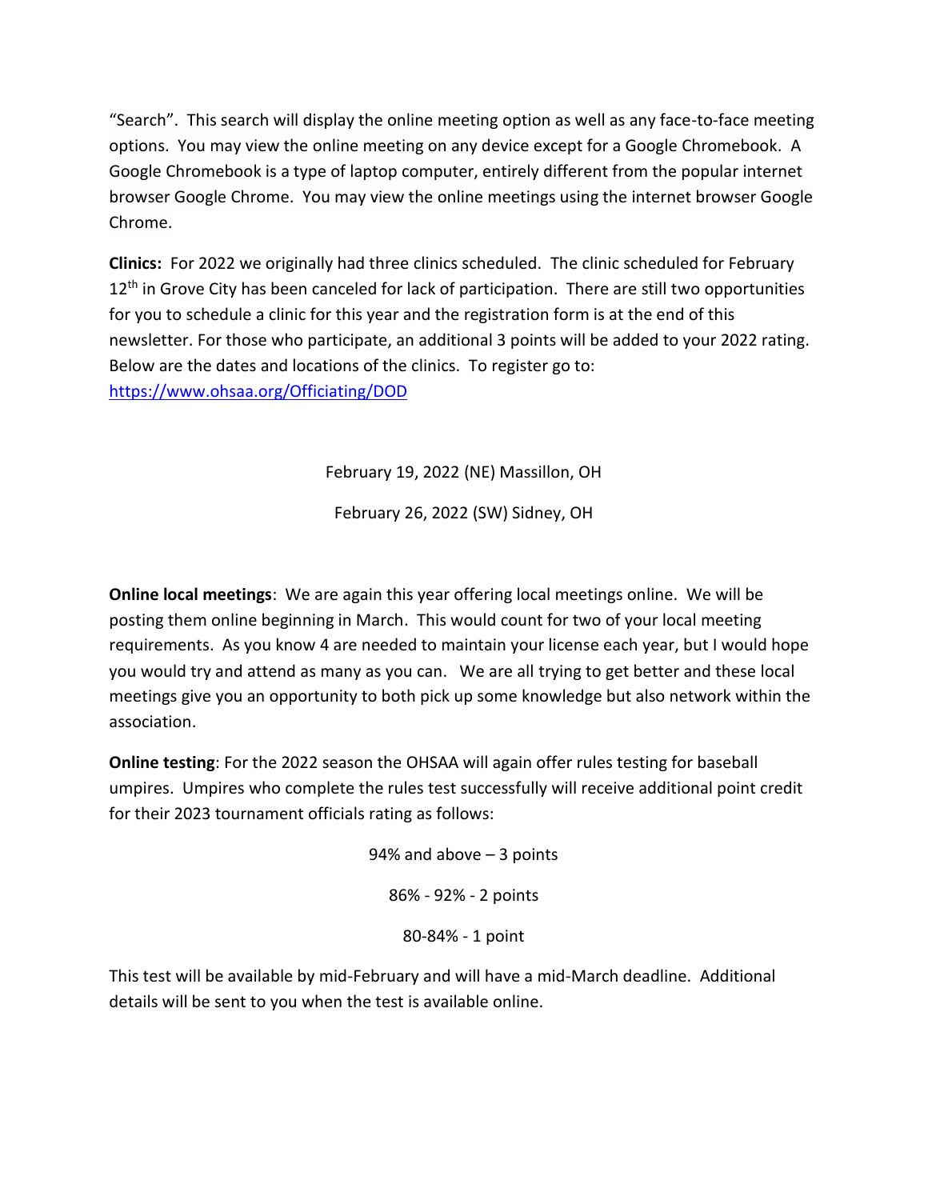"Search". This search will display the online meeting option as well as any face-to-face meeting options. You may view the online meeting on any device except for a Google Chromebook. A Google Chromebook is a type of laptop computer, entirely different from the popular internet browser Google Chrome. You may view the online meetings using the internet browser Google Chrome.

**Clinics:** For 2022 we originally had three clinics scheduled. The clinic scheduled for February 12th in Grove City has been canceled for lack of participation. There are still two opportunities for you to schedule a clinic for this year and the registration form is at the end of this newsletter. For those who participate, an additional 3 points will be added to your 2022 rating. Below are the dates and locations of the clinics. To register go to: https://www.ohsaa.org/Officiating/DOD

February 19, 2022 (NE) Massillon, OH

February 26, 2022 (SW) Sidney, OH

**Online local meetings**: We are again this year offering local meetings online. We will be posting them online beginning in March. This would count for two of your local meeting requirements. As you know 4 are needed to maintain your license each year, but I would hope you would try and attend as many as you can. We are all trying to get better and these local meetings give you an opportunity to both pick up some knowledge but also network within the association.

**Online testing**: For the 2022 season the OHSAA will again offer rules testing for baseball umpires. Umpires who complete the rules test successfully will receive additional point credit for their 2023 tournament officials rating as follows:

94% and above – 3 points

86% - 92% - 2 points

80-84% - 1 point

This test will be available by mid-February and will have a mid-March deadline. Additional details will be sent to you when the test is available online.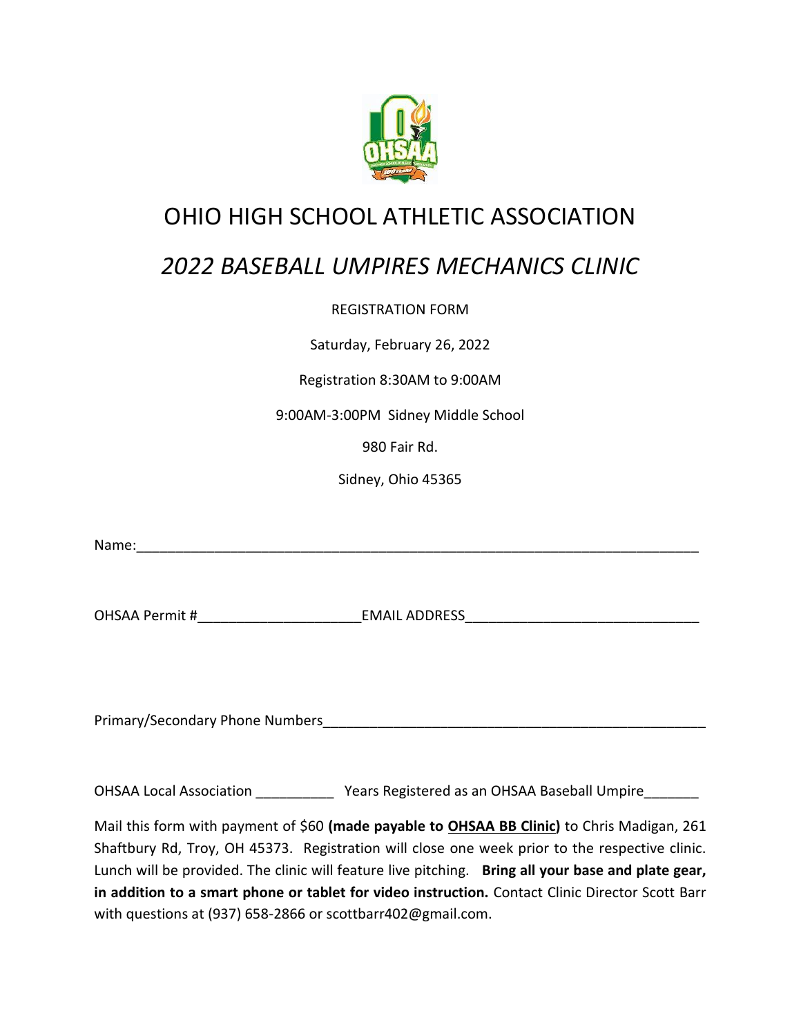# OHIO HIGH SCHOOL ATHLETIC ASSOCIATION

## *2022 BASEBALL UMPIRES MECHANICS CLINIC*

REGISTRATION FORM

Saturday, February 26, 2022

Registration 8:30AM to 9:00AM

9:00AM-3:00PM Sidney Middle School

980 Fair Rd.

Sidney, Ohio 45365

Name:___________________________________________________________________________

OHSAA Permit #_____________________EMAIL ADDRESS_____________________________

Primary/Secondary Phone Numbers__________________________________________________

OHSAA Local Association __________ Years Registered as an OHSAA Baseball Umpire_______

Mail this form with payment of $60 **(made payable to OHSAA BB Clinic)** to Chris Madigan, 261 Shaftbury Rd, Troy, OH 45373. Registration will close one week prior to the respective clinic. Lunch will be provided. The clinic will feature live pitching. **Bring all your base and plate gear, in addition to a smart phone or tablet for video instruction.** Contact Clinic Director Scott Barr with questions at (937) 658-2866 or scottbarr402@gmail.com.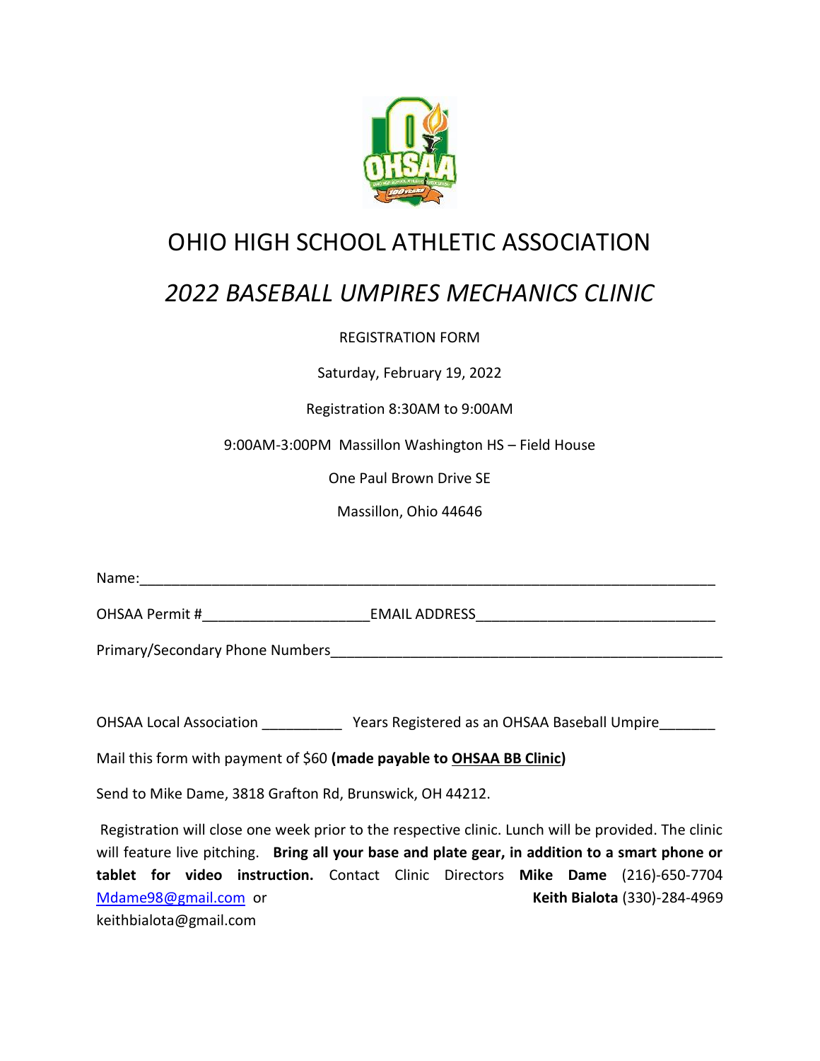# OHIO HIGH SCHOOL ATHLETIC ASSOCIATION

## *2022 BASEBALL UMPIRES MECHANICS CLINIC*

REGISTRATION FORM

Saturday, February 19, 2022

Registration 8:30AM to 9:00AM

9:00AM-3:00PM Massillon Washington HS – Field House

One Paul Brown Drive SE

Massillon, Ohio 44646

Name:___________________________________________________________________________

OHSAA Permit #_____________________ EMAIL ADDRESS______________________________

Primary/Secondary Phone Numbers___________________________________________________

OHSAA Local Association __________ Years Registered as an OHSAA Baseball Umpire_______

Mail this form with payment of $60 **(made payable to OHSAA BB Clinic)**

Send to Mike Dame, 3818 Grafton Rd, Brunswick, OH 44212.

Registration will close one week prior to the respective clinic. Lunch will be provided. The clinic will feature live pitching. **Bring all your base and plate gear, in addition to a smart phone or tablet for video instruction.** Contact Clinic Directors **Mike Dame** (216)-650-7704 Mdame98@gmail.com or **Keith Bialota** (330)-284-4969 keithbialota@gmail.com